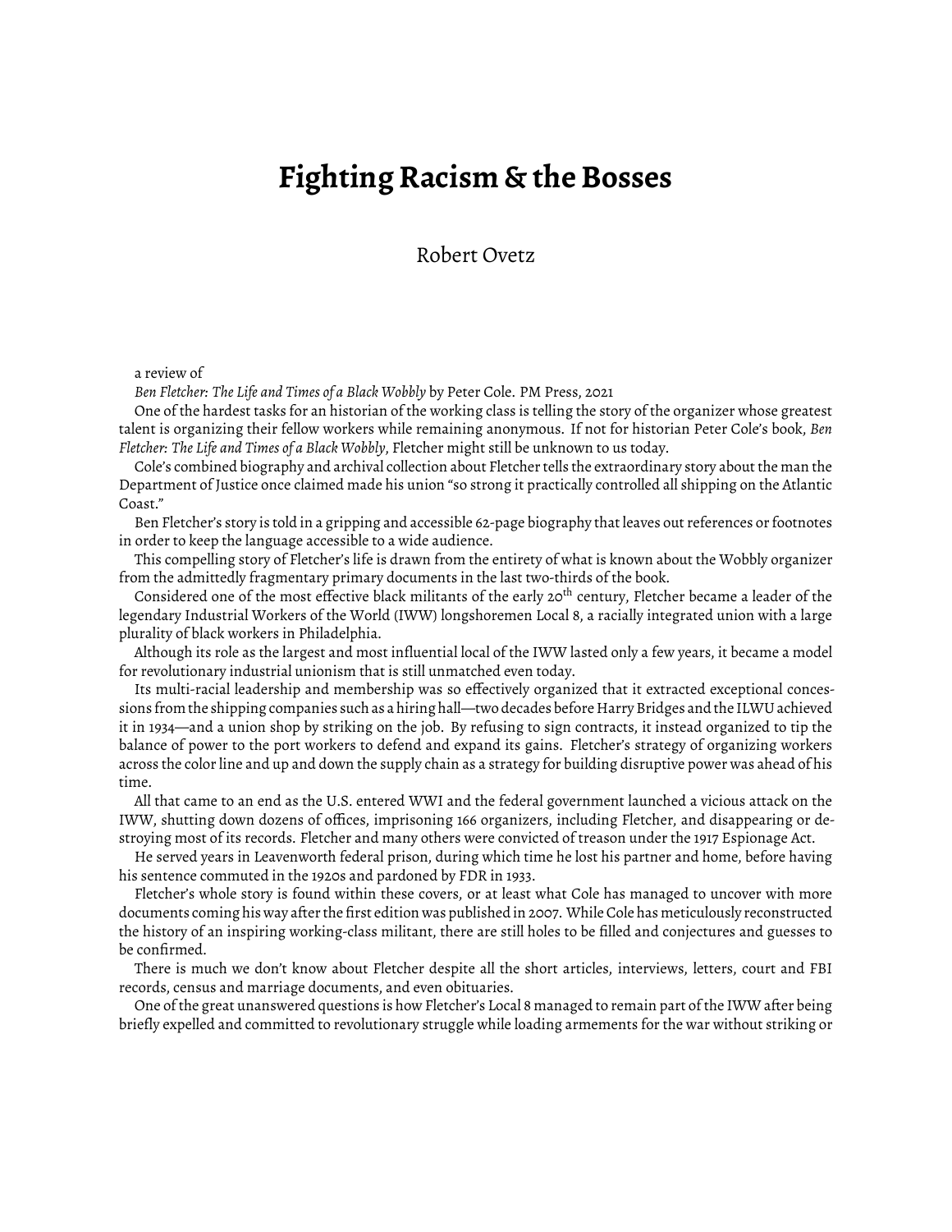# Fighting Racism & the Bosses

Robert Ovetz

a review of

*Ben Fletcher: The Life and Times of a Black Wobbly* by Peter Cole. PM Press, 2021

One of the hardest tasks for an historian of the working class is telling the story of the organizer whose greatest talent is organizing their fellow workers while remaining anonymous. If not for historian Peter Cole's book, *Ben Fletcher: The Life and Times of a Black Wobbly*, Fletcher might still be unknown to us today.

Cole's combined biography and archival collection about Fletcher tells the extraordinary story about the man the Department of Justice once claimed made his union "so strong it practically controlled all shipping on the Atlantic Coast."

Ben Fletcher's story is told in a gripping and accessible 62-page biography that leaves out references or footnotes in order to keep the language accessible to a wide audience.

This compelling story of Fletcher's life is drawn from the entirety of what is known about the Wobbly organizer from the admittedly fragmentary primary documents in the last two-thirds of the book.

Considered one of the most effective black militants of the early 20th century, Fletcher became a leader of the legendary Industrial Workers of the World (IWW) longshoremen Local 8, a racially integrated union with a large plurality of black workers in Philadelphia.

Although its role as the largest and most influential local of the IWW lasted only a few years, it became a model for revolutionary industrial unionism that is still unmatched even today.

Its multi-racial leadership and membership was so effectively organized that it extracted exceptional concessions from the shipping companies such as a hiring hall—two decades before Harry Bridges and the ILWU achieved it in 1934—and a union shop by striking on the job. By refusing to sign contracts, it instead organized to tip the balance of power to the port workers to defend and expand its gains. Fletcher's strategy of organizing workers across the color line and up and down the supply chain as a strategy for building disruptive power was ahead of his time.

All that came to an end as the U.S. entered WWI and the federal government launched a vicious attack on the IWW, shutting down dozens of offices, imprisoning 166 organizers, including Fletcher, and disappearing or destroying most of its records. Fletcher and many others were convicted of treason under the 1917 Espionage Act.

He served years in Leavenworth federal prison, during which time he lost his partner and home, before having his sentence commuted in the 1920s and pardoned by FDR in 1933.

Fletcher's whole story is found within these covers, or at least what Cole has managed to uncover with more documents coming his way after the first edition was published in 2007. While Cole has meticulously reconstructed the history of an inspiring working-class militant, there are still holes to be filled and conjectures and guesses to be confirmed.

There is much we don't know about Fletcher despite all the short articles, interviews, letters, court and FBI records, census and marriage documents, and even obituaries.

One of the great unanswered questions is how Fletcher's Local 8 managed to remain part of the IWW after being briefly expelled and committed to revolutionary struggle while loading armements for the war without striking or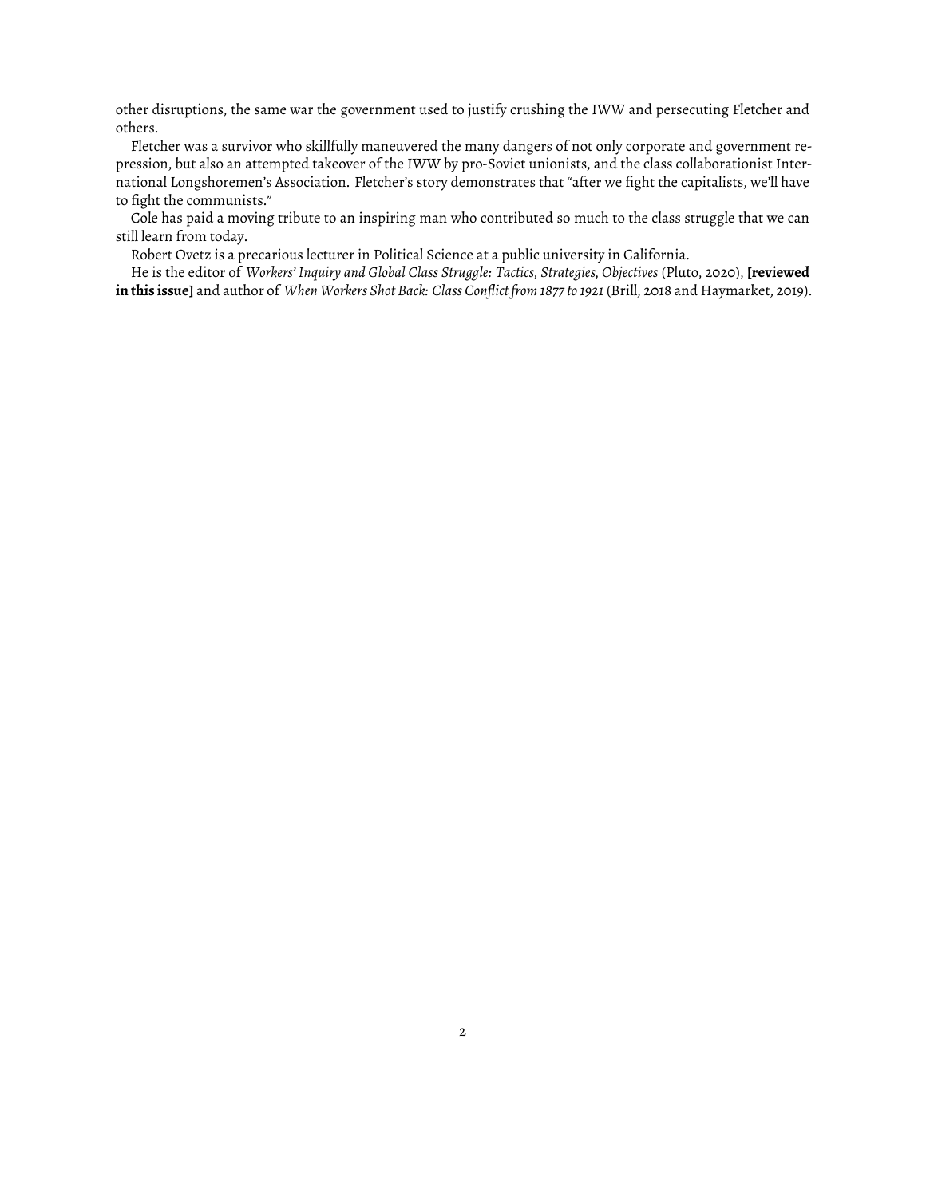other disruptions, the same war the government used to justify crushing the IWW and persecuting Fletcher and others.

Fletcher was a survivor who skillfully maneuvered the many dangers of not only corporate and government repression, but also an attempted takeover of the IWW by pro-Soviet unionists, and the class collaborationist International Longshoremen's Association. Fletcher's story demonstrates that "after we fight the capitalists, we'll have to fight the communists."

Cole has paid a moving tribute to an inspiring man who contributed so much to the class struggle that we can still learn from today.

Robert Ovetz is a precarious lecturer in Political Science at a public university in California.

He is the editor of *Workers' Inquiry and Global Class Struggle: Tactics, Strategies, Objectives* (Pluto, 2020), **[reviewed in this issue]** and author of *When Workers Shot Back: Class Conflict from 1877 to 1921* (Brill, 2018 and Haymarket, 2019).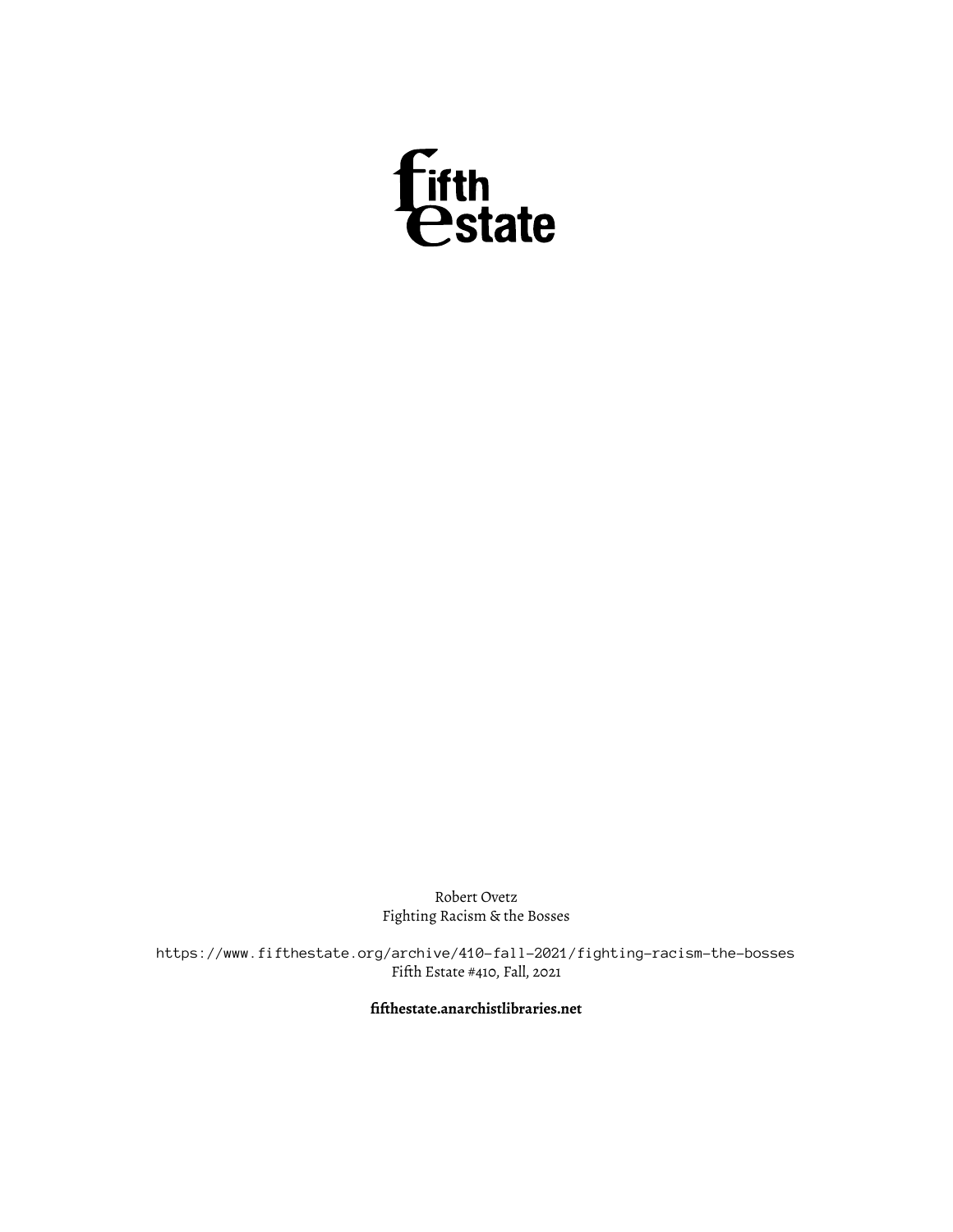Fifth Estate

Robert Ovetz
Fighting Racism & the Bosses

https://www.fifthestate.org/archive/410-fall-2021/fighting-racism-the-bosses
Fifth Estate #410, Fall, 2021

**fifthestate.anarchistlibraries.net**